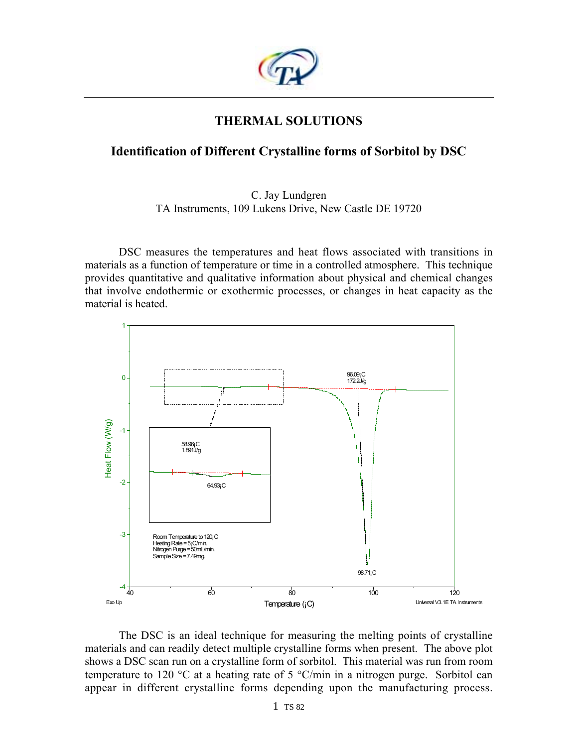# THERMAL SOLUTIONS

## Identification of Different Crystalline forms of Sorbitol by DSC

C. Jay Lundgren
TA Instruments, 109 Lukens Drive, New Castle DE 19720

DSC measures the temperatures and heat flows associated with transitions in materials as a function of temperature or time in a controlled atmosphere. This technique provides quantitative and qualitative information about physical and chemical changes that involve endothermic or exothermic processes, or changes in heat capacity as the material is heated.

The DSC is an ideal technique for measuring the melting points of crystalline materials and can readily detect multiple crystalline forms when present. The above plot shows a DSC scan run on a crystalline form of sorbitol. This material was run from room temperature to 120 °C at a heating rate of 5 °C/min in a nitrogen purge. Sorbitol can appear in different crystalline forms depending upon the manufacturing process.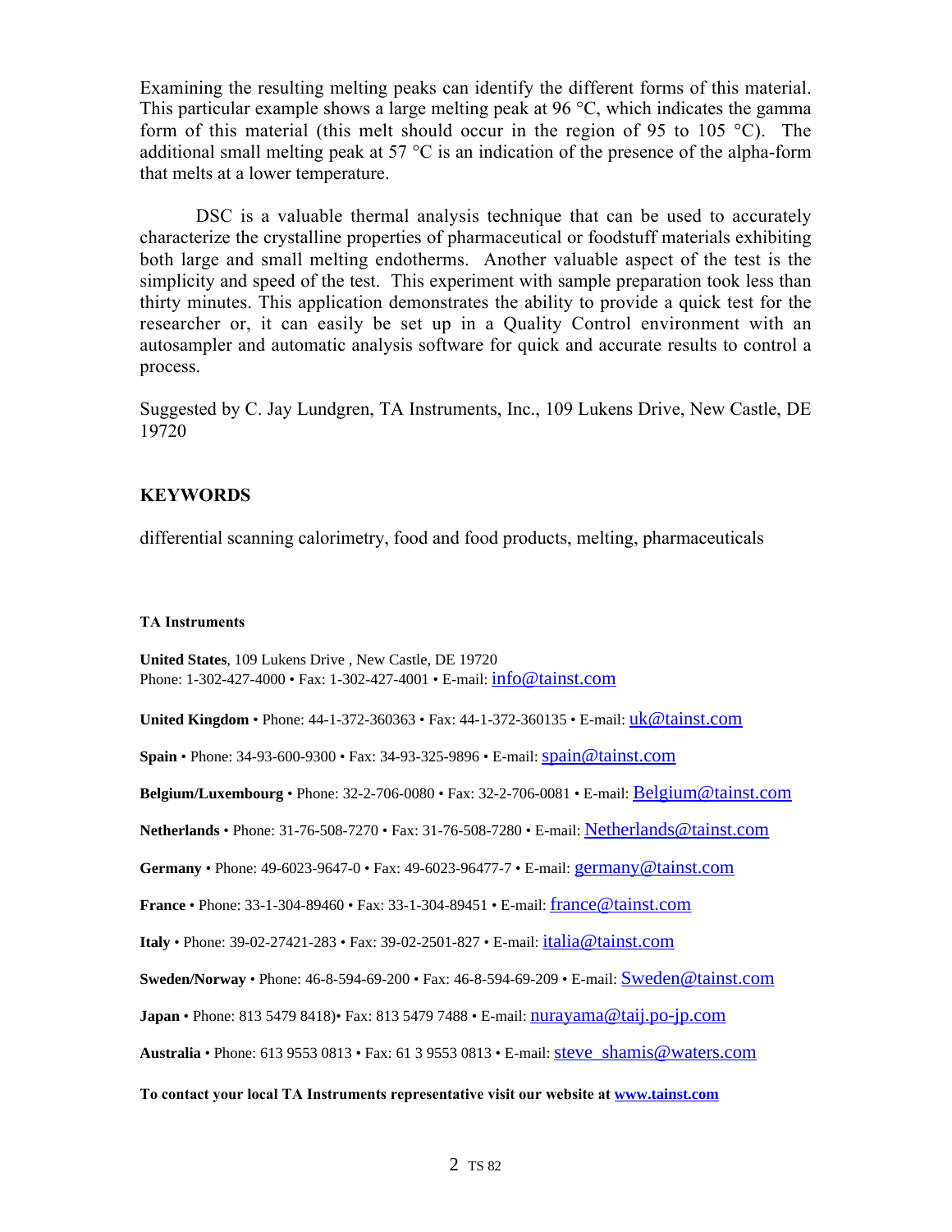Examining the resulting melting peaks can identify the different forms of this material. This particular example shows a large melting peak at 96 °C, which indicates the gamma form of this material (this melt should occur in the region of 95 to 105 °C). The additional small melting peak at 57 °C is an indication of the presence of the alpha-form that melts at a lower temperature.

DSC is a valuable thermal analysis technique that can be used to accurately characterize the crystalline properties of pharmaceutical or foodstuff materials exhibiting both large and small melting endotherms. Another valuable aspect of the test is the simplicity and speed of the test. This experiment with sample preparation took less than thirty minutes. This application demonstrates the ability to provide a quick test for the researcher or, it can easily be set up in a Quality Control environment with an autosampler and automatic analysis software for quick and accurate results to control a process.

Suggested by C. Jay Lundgren, TA Instruments, Inc., 109 Lukens Drive, New Castle, DE 19720

## KEYWORDS

differential scanning calorimetry, food and food products, melting, pharmaceuticals

**TA Instruments**

**United States**, 109 Lukens Drive , New Castle, DE 19720
Phone: 1-302-427-4000 • Fax: 1-302-427-4001 • E-mail: info@tainst.com

**United Kingdom** • Phone: 44-1-372-360363 • Fax: 44-1-372-360135 • E-mail: uk@tainst.com

**Spain** • Phone: 34-93-600-9300 • Fax: 34-93-325-9896 • E-mail: spain@tainst.com

**Belgium/Luxembourg** • Phone: 32-2-706-0080 • Fax: 32-2-706-0081 • E-mail: Belgium@tainst.com

**Netherlands** • Phone: 31-76-508-7270 • Fax: 31-76-508-7280 • E-mail: Netherlands@tainst.com

**Germany** • Phone: 49-6023-9647-0 • Fax: 49-6023-96477-7 • E-mail: germany@tainst.com

**France** • Phone: 33-1-304-89460 • Fax: 33-1-304-89451 • E-mail: france@tainst.com

**Italy** • Phone: 39-02-27421-283 • Fax: 39-02-2501-827 • E-mail: italia@tainst.com

**Sweden/Norway** • Phone: 46-8-594-69-200 • Fax: 46-8-594-69-209 • E-mail: Sweden@tainst.com

**Japan** • Phone: 813 5479 8418)• Fax: 813 5479 7488 • E-mail: nurayama@taij.po-jp.com

**Australia** • Phone: 613 9553 0813 • Fax: 61 3 9553 0813 • E-mail: steve_shamis@waters.com

**To contact your local TA Instruments representative visit our website at www.tainst.com**